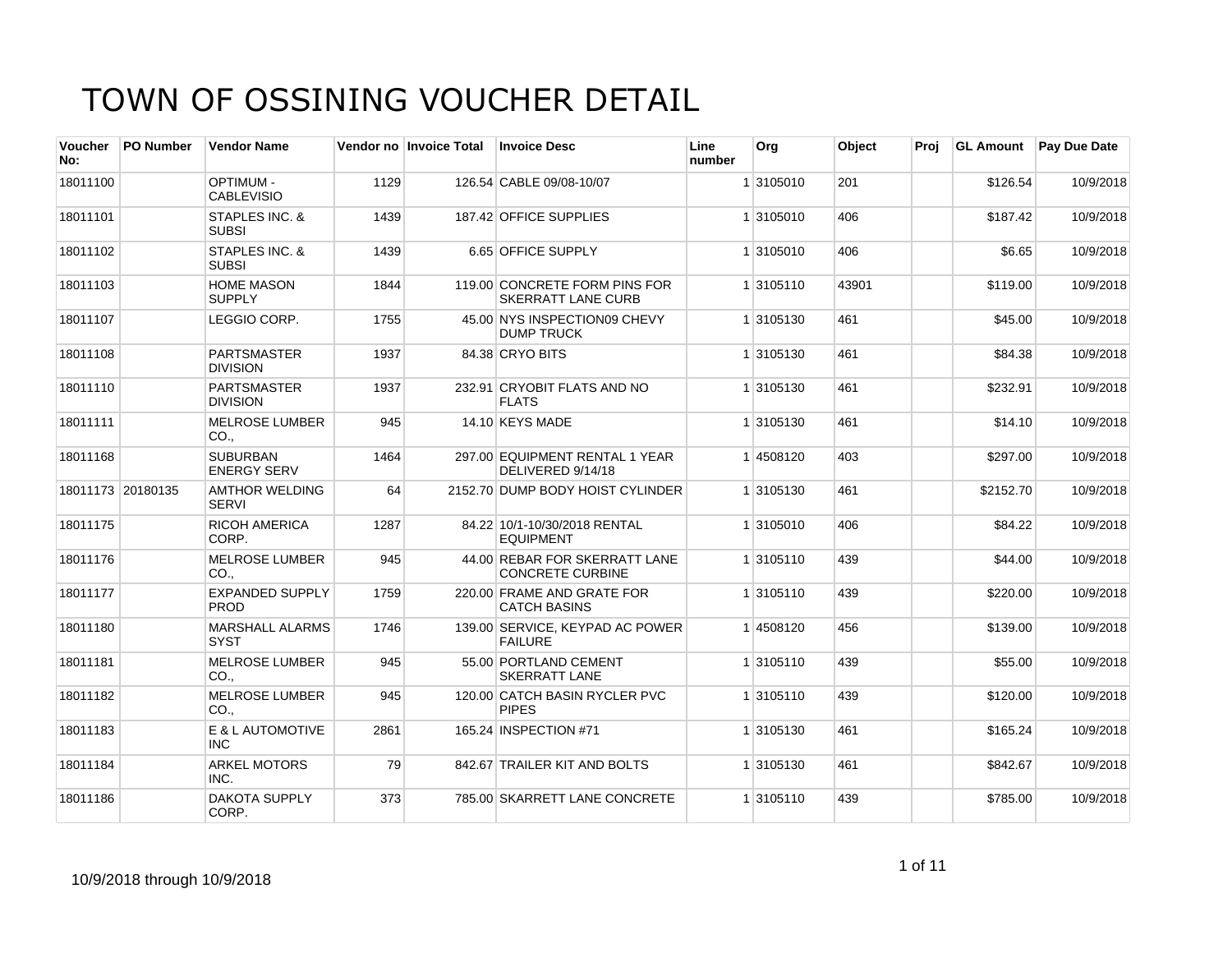# TOWN OF OSSINING VOUCHER DETAIL

| Voucher No: | PO Number | Vendor Name | Vendor no | Invoice Total | Invoice Desc | Line number | Org | Object | Proj | GL Amount | Pay Due Date |
|---|---|---|---|---|---|---|---|---|---|---|---|
| 18011100 | | OPTIMUM - CABLEVISIO | 1129 | 126.54 | CABLE 09/08-10/07 | 1 | 3105010 | 201 | | $126.54 | 10/9/2018 |
| 18011101 | | STAPLES INC. & SUBSI | 1439 | 187.42 | OFFICE SUPPLIES | 1 | 3105010 | 406 | | $187.42 | 10/9/2018 |
| 18011102 | | STAPLES INC. & SUBSI | 1439 | 6.65 | OFFICE SUPPLY | 1 | 3105010 | 406 | | $6.65 | 10/9/2018 |
| 18011103 | | HOME MASON SUPPLY | 1844 | 119.00 | CONCRETE FORM PINS FOR SKERRATT LANE CURB | 1 | 3105110 | 43901 | | $119.00 | 10/9/2018 |
| 18011107 | | LEGGIO CORP. | 1755 | 45.00 | NYS INSPECTION09 CHEVY DUMP TRUCK | 1 | 3105130 | 461 | | $45.00 | 10/9/2018 |
| 18011108 | | PARTSMASTER DIVISION | 1937 | 84.38 | CRYO BITS | 1 | 3105130 | 461 | | $84.38 | 10/9/2018 |
| 18011110 | | PARTSMASTER DIVISION | 1937 | 232.91 | CRYOBIT FLATS AND NO FLATS | 1 | 3105130 | 461 | | $232.91 | 10/9/2018 |
| 18011111 | | MELROSE LUMBER CO., | 945 | 14.10 | KEYS MADE | 1 | 3105130 | 461 | | $14.10 | 10/9/2018 |
| 18011168 | | SUBURBAN ENERGY SERV | 1464 | 297.00 | EQUIPMENT RENTAL 1 YEAR DELIVERED 9/14/18 | 1 | 4508120 | 403 | | $297.00 | 10/9/2018 |
| 18011173 | 20180135 | AMTHOR WELDING SERVI | 64 | 2152.70 | DUMP BODY HOIST CYLINDER | 1 | 3105130 | 461 | | $2152.70 | 10/9/2018 |
| 18011175 | | RICOH AMERICA CORP. | 1287 | 84.22 | 10/1-10/30/2018 RENTAL EQUIPMENT | 1 | 3105010 | 406 | | $84.22 | 10/9/2018 |
| 18011176 | | MELROSE LUMBER CO., | 945 | 44.00 | REBAR FOR SKERRATT LANE CONCRETE CURBINE | 1 | 3105110 | 439 | | $44.00 | 10/9/2018 |
| 18011177 | | EXPANDED SUPPLY PROD | 1759 | 220.00 | FRAME AND GRATE FOR CATCH BASINS | 1 | 3105110 | 439 | | $220.00 | 10/9/2018 |
| 18011180 | | MARSHALL ALARMS SYST | 1746 | 139.00 | SERVICE, KEYPAD AC POWER FAILURE | 1 | 4508120 | 456 | | $139.00 | 10/9/2018 |
| 18011181 | | MELROSE LUMBER CO., | 945 | 55.00 | PORTLAND CEMENT SKERRATT LANE | 1 | 3105110 | 439 | | $55.00 | 10/9/2018 |
| 18011182 | | MELROSE LUMBER CO., | 945 | 120.00 | CATCH BASIN RYCLER PVC PIPES | 1 | 3105110 | 439 | | $120.00 | 10/9/2018 |
| 18011183 | | E & L AUTOMOTIVE INC | 2861 | 165.24 | INSPECTION #71 | 1 | 3105130 | 461 | | $165.24 | 10/9/2018 |
| 18011184 | | ARKEL MOTORS INC. | 79 | 842.67 | TRAILER KIT AND BOLTS | 1 | 3105130 | 461 | | $842.67 | 10/9/2018 |
| 18011186 | | DAKOTA SUPPLY CORP. | 373 | 785.00 | SKARRETT LANE CONCRETE | 1 | 3105110 | 439 | | $785.00 | 10/9/2018 |

10/9/2018 through 10/9/2018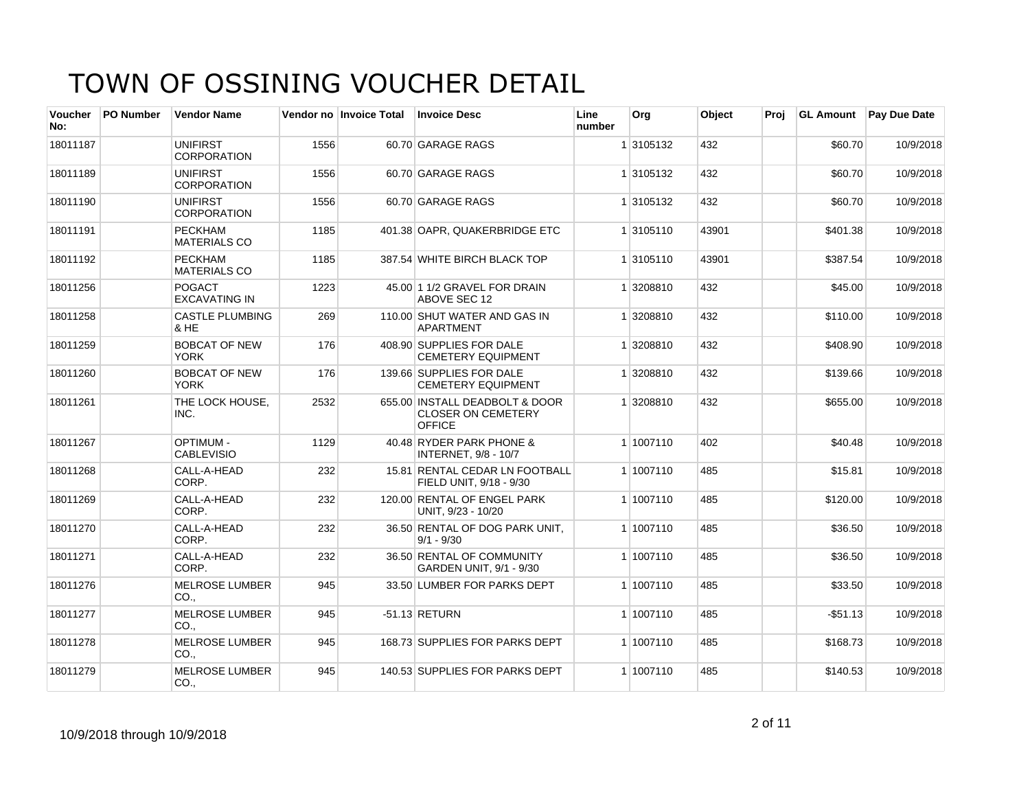# TOWN OF OSSINING VOUCHER DETAIL

| Voucher No: | PO Number | Vendor Name | Vendor no | Invoice Total | Invoice Desc | Line number | Org | Object | Proj | GL Amount | Pay Due Date |
|---|---|---|---|---|---|---|---|---|---|---|---|
| 18011187 | | UNIFIRST CORPORATION | 1556 | 60.70 | GARAGE RAGS | 1 | 3105132 | 432 | | $60.70 | 10/9/2018 |
| 18011189 | | UNIFIRST CORPORATION | 1556 | 60.70 | GARAGE RAGS | 1 | 3105132 | 432 | | $60.70 | 10/9/2018 |
| 18011190 | | UNIFIRST CORPORATION | 1556 | 60.70 | GARAGE RAGS | 1 | 3105132 | 432 | | $60.70 | 10/9/2018 |
| 18011191 | | PECKHAM MATERIALS CO | 1185 | 401.38 | OAPR, QUAKERBRIDGE ETC | 1 | 3105110 | 43901 | | $401.38 | 10/9/2018 |
| 18011192 | | PECKHAM MATERIALS CO | 1185 | 387.54 | WHITE BIRCH BLACK TOP | 1 | 3105110 | 43901 | | $387.54 | 10/9/2018 |
| 18011256 | | POGACT EXCAVATING IN | 1223 | 45.00 | 1 1/2 GRAVEL FOR DRAIN ABOVE SEC 12 | 1 | 3208810 | 432 | | $45.00 | 10/9/2018 |
| 18011258 | | CASTLE PLUMBING & HE | 269 | 110.00 | SHUT WATER AND GAS IN APARTMENT | 1 | 3208810 | 432 | | $110.00 | 10/9/2018 |
| 18011259 | | BOBCAT OF NEW YORK | 176 | 408.90 | SUPPLIES FOR DALE CEMETERY EQUIPMENT | 1 | 3208810 | 432 | | $408.90 | 10/9/2018 |
| 18011260 | | BOBCAT OF NEW YORK | 176 | 139.66 | SUPPLIES FOR DALE CEMETERY EQUIPMENT | 1 | 3208810 | 432 | | $139.66 | 10/9/2018 |
| 18011261 | | THE LOCK HOUSE, INC. | 2532 | 655.00 | INSTALL DEADBOLT & DOOR CLOSER ON CEMETERY OFFICE | 1 | 3208810 | 432 | | $655.00 | 10/9/2018 |
| 18011267 | | OPTIMUM - CABLEVISIO | 1129 | 40.48 | RYDER PARK PHONE & INTERNET, 9/8 - 10/7 | 1 | 1007110 | 402 | | $40.48 | 10/9/2018 |
| 18011268 | | CALL-A-HEAD CORP. | 232 | 15.81 | RENTAL CEDAR LN FOOTBALL FIELD UNIT, 9/18 - 9/30 | 1 | 1007110 | 485 | | $15.81 | 10/9/2018 |
| 18011269 | | CALL-A-HEAD CORP. | 232 | 120.00 | RENTAL OF ENGEL PARK UNIT, 9/23 - 10/20 | 1 | 1007110 | 485 | | $120.00 | 10/9/2018 |
| 18011270 | | CALL-A-HEAD CORP. | 232 | 36.50 | RENTAL OF DOG PARK UNIT, 9/1 - 9/30 | 1 | 1007110 | 485 | | $36.50 | 10/9/2018 |
| 18011271 | | CALL-A-HEAD CORP. | 232 | 36.50 | RENTAL OF COMMUNITY GARDEN UNIT, 9/1 - 9/30 | 1 | 1007110 | 485 | | $36.50 | 10/9/2018 |
| 18011276 | | MELROSE LUMBER CO., | 945 | 33.50 | LUMBER FOR PARKS DEPT | 1 | 1007110 | 485 | | $33.50 | 10/9/2018 |
| 18011277 | | MELROSE LUMBER CO., | 945 | -51.13 | RETURN | 1 | 1007110 | 485 | | -$51.13 | 10/9/2018 |
| 18011278 | | MELROSE LUMBER CO., | 945 | 168.73 | SUPPLIES FOR PARKS DEPT | 1 | 1007110 | 485 | | $168.73 | 10/9/2018 |
| 18011279 | | MELROSE LUMBER CO., | 945 | 140.53 | SUPPLIES FOR PARKS DEPT | 1 | 1007110 | 485 | | $140.53 | 10/9/2018 |

10/9/2018 through 10/9/2018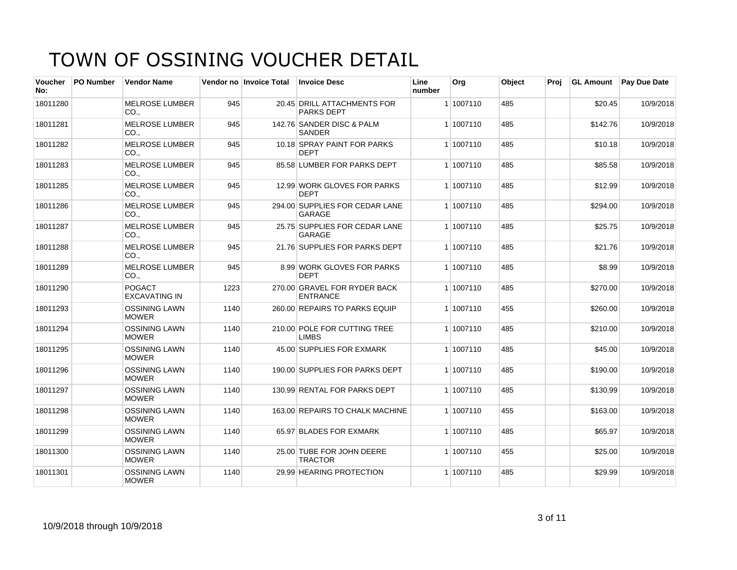# TOWN OF OSSINING VOUCHER DETAIL

| Voucher No: | PO Number | Vendor Name | Vendor no | Invoice Total | Invoice Desc | Line number | Org | Object | Proj | GL Amount | Pay Due Date |
|---|---|---|---|---|---|---|---|---|---|---|---|
| 18011280 | | MELROSE LUMBER CO., | 945 | 20.45 | DRILL ATTACHMENTS FOR PARKS DEPT | 1 | 1007110 | 485 | | $20.45 | 10/9/2018 |
| 18011281 | | MELROSE LUMBER CO., | 945 | 142.76 | SANDER DISC & PALM SANDER | 1 | 1007110 | 485 | | $142.76 | 10/9/2018 |
| 18011282 | | MELROSE LUMBER CO., | 945 | 10.18 | SPRAY PAINT FOR PARKS DEPT | 1 | 1007110 | 485 | | $10.18 | 10/9/2018 |
| 18011283 | | MELROSE LUMBER CO., | 945 | 85.58 | LUMBER FOR PARKS DEPT | 1 | 1007110 | 485 | | $85.58 | 10/9/2018 |
| 18011285 | | MELROSE LUMBER CO., | 945 | 12.99 | WORK GLOVES FOR PARKS DEPT | 1 | 1007110 | 485 | | $12.99 | 10/9/2018 |
| 18011286 | | MELROSE LUMBER CO., | 945 | 294.00 | SUPPLIES FOR CEDAR LANE GARAGE | 1 | 1007110 | 485 | | $294.00 | 10/9/2018 |
| 18011287 | | MELROSE LUMBER CO., | 945 | 25.75 | SUPPLIES FOR CEDAR LANE GARAGE | 1 | 1007110 | 485 | | $25.75 | 10/9/2018 |
| 18011288 | | MELROSE LUMBER CO., | 945 | 21.76 | SUPPLIES FOR PARKS DEPT | 1 | 1007110 | 485 | | $21.76 | 10/9/2018 |
| 18011289 | | MELROSE LUMBER CO., | 945 | 8.99 | WORK GLOVES FOR PARKS DEPT | 1 | 1007110 | 485 | | $8.99 | 10/9/2018 |
| 18011290 | | POGACT EXCAVATING IN | 1223 | 270.00 | GRAVEL FOR RYDER BACK ENTRANCE | 1 | 1007110 | 485 | | $270.00 | 10/9/2018 |
| 18011293 | | OSSINING LAWN MOWER | 1140 | 260.00 | REPAIRS TO PARKS EQUIP | 1 | 1007110 | 455 | | $260.00 | 10/9/2018 |
| 18011294 | | OSSINING LAWN MOWER | 1140 | 210.00 | POLE FOR CUTTING TREE LIMBS | 1 | 1007110 | 485 | | $210.00 | 10/9/2018 |
| 18011295 | | OSSINING LAWN MOWER | 1140 | 45.00 | SUPPLIES FOR EXMARK | 1 | 1007110 | 485 | | $45.00 | 10/9/2018 |
| 18011296 | | OSSINING LAWN MOWER | 1140 | 190.00 | SUPPLIES FOR PARKS DEPT | 1 | 1007110 | 485 | | $190.00 | 10/9/2018 |
| 18011297 | | OSSINING LAWN MOWER | 1140 | 130.99 | RENTAL FOR PARKS DEPT | 1 | 1007110 | 485 | | $130.99 | 10/9/2018 |
| 18011298 | | OSSINING LAWN MOWER | 1140 | 163.00 | REPAIRS TO CHALK MACHINE | 1 | 1007110 | 455 | | $163.00 | 10/9/2018 |
| 18011299 | | OSSINING LAWN MOWER | 1140 | 65.97 | BLADES FOR EXMARK | 1 | 1007110 | 485 | | $65.97 | 10/9/2018 |
| 18011300 | | OSSINING LAWN MOWER | 1140 | 25.00 | TUBE FOR JOHN DEERE TRACTOR | 1 | 1007110 | 455 | | $25.00 | 10/9/2018 |
| 18011301 | | OSSINING LAWN MOWER | 1140 | 29.99 | HEARING PROTECTION | 1 | 1007110 | 485 | | $29.99 | 10/9/2018 |

10/9/2018 through 10/9/2018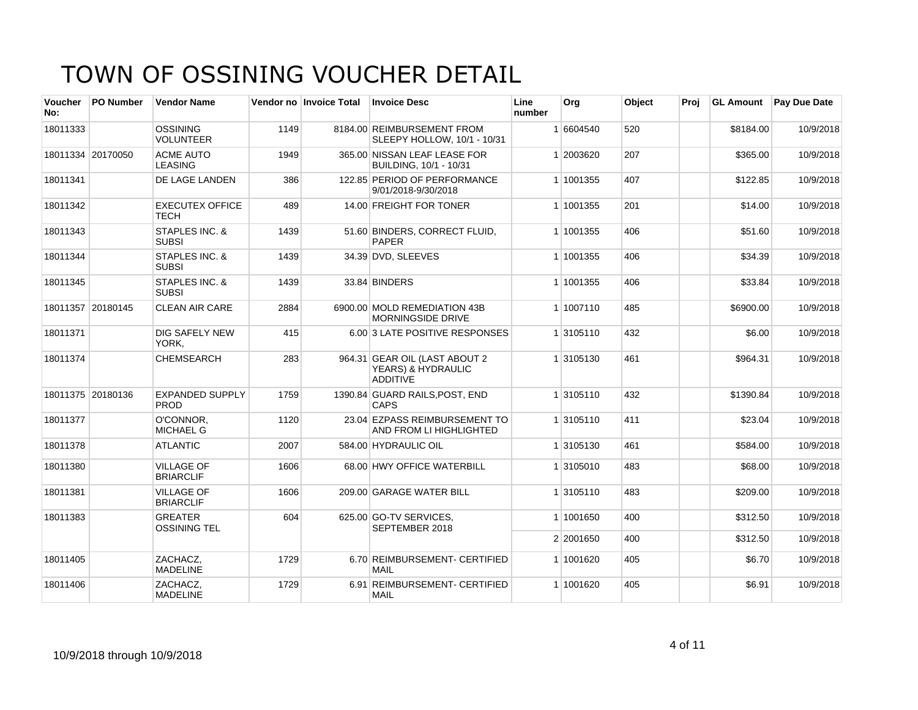# TOWN OF OSSINING VOUCHER DETAIL

| Voucher No: | PO Number | Vendor Name | Vendor no | Invoice Total | Invoice Desc | Line number | Org | Object | Proj | GL Amount | Pay Due Date |
|---|---|---|---|---|---|---|---|---|---|---|---|
| 18011333 | | OSSINING VOLUNTEER | 1149 | 8184.00 | REIMBURSEMENT FROM SLEEPY HOLLOW, 10/1 - 10/31 | 1 | 6604540 | 520 | | $8184.00 | 10/9/2018 |
| 18011334 | 20170050 | ACME AUTO LEASING | 1949 | 365.00 | NISSAN LEAF LEASE FOR BUILDING, 10/1 - 10/31 | 1 | 2003620 | 207 | | $365.00 | 10/9/2018 |
| 18011341 | | DE LAGE LANDEN | 386 | 122.85 | PERIOD OF PERFORMANCE 9/01/2018-9/30/2018 | 1 | 1001355 | 407 | | $122.85 | 10/9/2018 |
| 18011342 | | EXECUTEX OFFICE TECH | 489 | 14.00 | FREIGHT FOR TONER | 1 | 1001355 | 201 | | $14.00 | 10/9/2018 |
| 18011343 | | STAPLES INC. & SUBSI | 1439 | 51.60 | BINDERS, CORRECT FLUID, PAPER | 1 | 1001355 | 406 | | $51.60 | 10/9/2018 |
| 18011344 | | STAPLES INC. & SUBSI | 1439 | 34.39 | DVD, SLEEVES | 1 | 1001355 | 406 | | $34.39 | 10/9/2018 |
| 18011345 | | STAPLES INC. & SUBSI | 1439 | 33.84 | BINDERS | 1 | 1001355 | 406 | | $33.84 | 10/9/2018 |
| 18011357 | 20180145 | CLEAN AIR CARE | 2884 | 6900.00 | MOLD REMEDIATION 43B MORNINGSIDE DRIVE | 1 | 1007110 | 485 | | $6900.00 | 10/9/2018 |
| 18011371 | | DIG SAFELY NEW YORK, | 415 | 6.00 | 3 LATE POSITIVE RESPONSES | 1 | 3105110 | 432 | | $6.00 | 10/9/2018 |
| 18011374 | | CHEMSEARCH | 283 | 964.31 | GEAR OIL (LAST ABOUT 2 YEARS) & HYDRAULIC ADDITIVE | 1 | 3105130 | 461 | | $964.31 | 10/9/2018 |
| 18011375 | 20180136 | EXPANDED SUPPLY PROD | 1759 | 1390.84 | GUARD RAILS,POST, END CAPS | 1 | 3105110 | 432 | | $1390.84 | 10/9/2018 |
| 18011377 | | O'CONNOR, MICHAEL G | 1120 | 23.04 | EZPASS REIMBURSEMENT TO AND FROM LI HIGHLIGHTED | 1 | 3105110 | 411 | | $23.04 | 10/9/2018 |
| 18011378 | | ATLANTIC | 2007 | 584.00 | HYDRAULIC OIL | 1 | 3105130 | 461 | | $584.00 | 10/9/2018 |
| 18011380 | | VILLAGE OF BRIARCLIF | 1606 | 68.00 | HWY OFFICE WATERBILL | 1 | 3105010 | 483 | | $68.00 | 10/9/2018 |
| 18011381 | | VILLAGE OF BRIARCLIF | 1606 | 209.00 | GARAGE WATER BILL | 1 | 3105110 | 483 | | $209.00 | 10/9/2018 |
| 18011383 | | GREATER OSSINING TEL | 604 | 625.00 | GO-TV SERVICES, SEPTEMBER 2018 | 1 | 1001650 | 400 | | $312.50 | 10/9/2018 |
| | | | | | | 2 | 2001650 | 400 | | $312.50 | 10/9/2018 |
| 18011405 | | ZACHACZ, MADELINE | 1729 | 6.70 | REIMBURSEMENT- CERTIFIED MAIL | 1 | 1001620 | 405 | | $6.70 | 10/9/2018 |
| 18011406 | | ZACHACZ, MADELINE | 1729 | 6.91 | REIMBURSEMENT- CERTIFIED MAIL | 1 | 1001620 | 405 | | $6.91 | 10/9/2018 |

10/9/2018 through 10/9/2018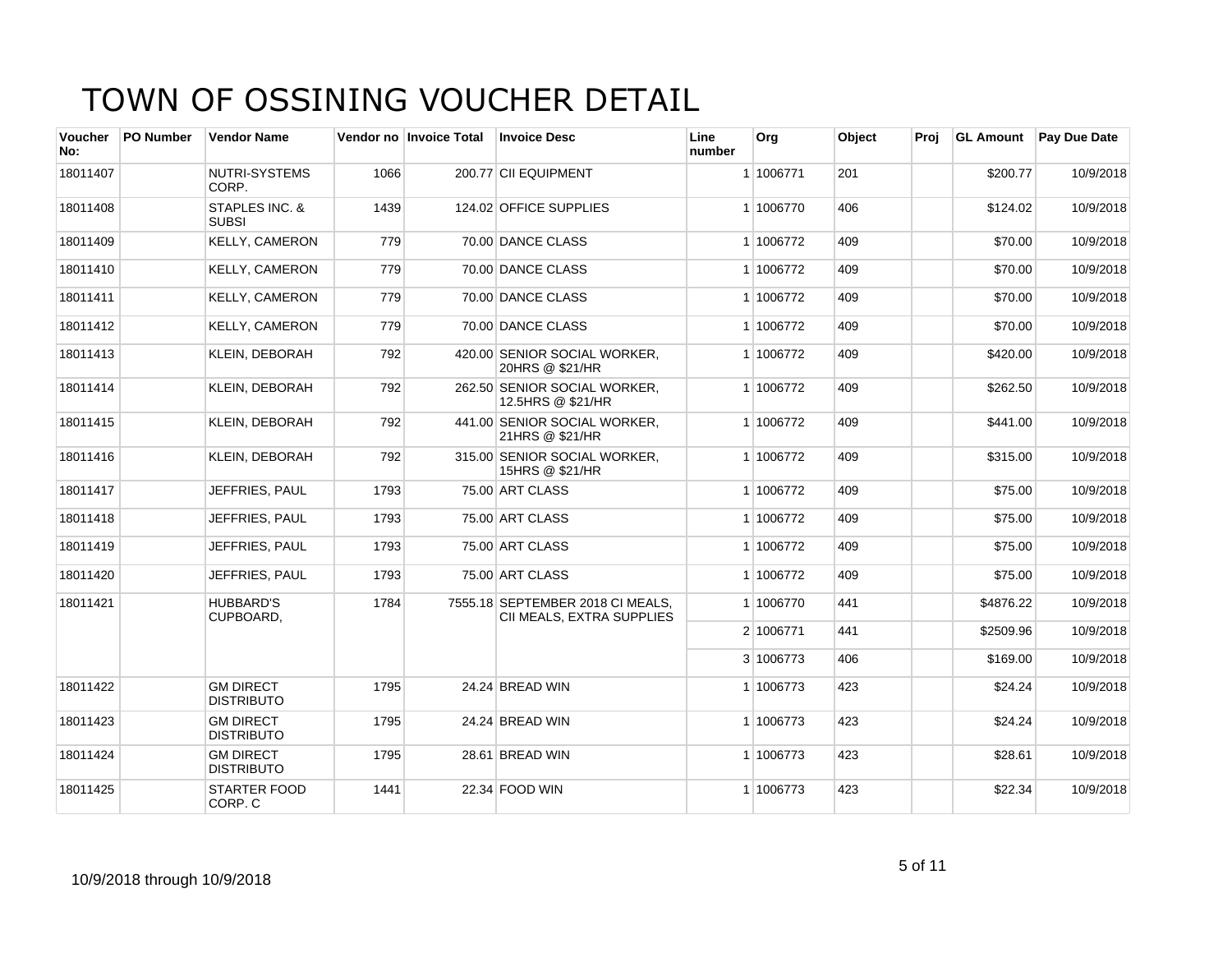# TOWN OF OSSINING VOUCHER DETAIL

| Voucher No: | PO Number | Vendor Name | Vendor no | Invoice Total | Invoice Desc | Line number | Org | Object | Proj | GL Amount | Pay Due Date |
|---|---|---|---|---|---|---|---|---|---|---|---|
| 18011407 | | NUTRI-SYSTEMS CORP. | 1066 | 200.77 | CII EQUIPMENT | 1 | 1006771 | 201 | | $200.77 | 10/9/2018 |
| 18011408 | | STAPLES INC. & SUBSI | 1439 | 124.02 | OFFICE SUPPLIES | 1 | 1006770 | 406 | | $124.02 | 10/9/2018 |
| 18011409 | | KELLY, CAMERON | 779 | 70.00 | DANCE CLASS | 1 | 1006772 | 409 | | $70.00 | 10/9/2018 |
| 18011410 | | KELLY, CAMERON | 779 | 70.00 | DANCE CLASS | 1 | 1006772 | 409 | | $70.00 | 10/9/2018 |
| 18011411 | | KELLY, CAMERON | 779 | 70.00 | DANCE CLASS | 1 | 1006772 | 409 | | $70.00 | 10/9/2018 |
| 18011412 | | KELLY, CAMERON | 779 | 70.00 | DANCE CLASS | 1 | 1006772 | 409 | | $70.00 | 10/9/2018 |
| 18011413 | | KLEIN, DEBORAH | 792 | 420.00 | SENIOR SOCIAL WORKER, 20HRS @ $21/HR | 1 | 1006772 | 409 | | $420.00 | 10/9/2018 |
| 18011414 | | KLEIN, DEBORAH | 792 | 262.50 | SENIOR SOCIAL WORKER, 12.5HRS @ $21/HR | 1 | 1006772 | 409 | | $262.50 | 10/9/2018 |
| 18011415 | | KLEIN, DEBORAH | 792 | 441.00 | SENIOR SOCIAL WORKER, 21HRS @ $21/HR | 1 | 1006772 | 409 | | $441.00 | 10/9/2018 |
| 18011416 | | KLEIN, DEBORAH | 792 | 315.00 | SENIOR SOCIAL WORKER, 15HRS @ $21/HR | 1 | 1006772 | 409 | | $315.00 | 10/9/2018 |
| 18011417 | | JEFFRIES, PAUL | 1793 | 75.00 | ART CLASS | 1 | 1006772 | 409 | | $75.00 | 10/9/2018 |
| 18011418 | | JEFFRIES, PAUL | 1793 | 75.00 | ART CLASS | 1 | 1006772 | 409 | | $75.00 | 10/9/2018 |
| 18011419 | | JEFFRIES, PAUL | 1793 | 75.00 | ART CLASS | 1 | 1006772 | 409 | | $75.00 | 10/9/2018 |
| 18011420 | | JEFFRIES, PAUL | 1793 | 75.00 | ART CLASS | 1 | 1006772 | 409 | | $75.00 | 10/9/2018 |
| 18011421 | | HUBBARD'S CUPBOARD, | 1784 | 7555.18 | SEPTEMBER 2018 CI MEALS, CII MEALS, EXTRA SUPPLIES | 1 | 1006770 | 441 | | $4876.22 | 10/9/2018 |
| | | | | | | 2 | 1006771 | 441 | | $2509.96 | 10/9/2018 |
| | | | | | | 3 | 1006773 | 406 | | $169.00 | 10/9/2018 |
| 18011422 | | GM DIRECT DISTRIBUTO | 1795 | 24.24 | BREAD WIN | 1 | 1006773 | 423 | | $24.24 | 10/9/2018 |
| 18011423 | | GM DIRECT DISTRIBUTO | 1795 | 24.24 | BREAD WIN | 1 | 1006773 | 423 | | $24.24 | 10/9/2018 |
| 18011424 | | GM DIRECT DISTRIBUTO | 1795 | 28.61 | BREAD WIN | 1 | 1006773 | 423 | | $28.61 | 10/9/2018 |
| 18011425 | | STARTER FOOD CORP. C | 1441 | 22.34 | FOOD WIN | 1 | 1006773 | 423 | | $22.34 | 10/9/2018 |

10/9/2018 through 10/9/2018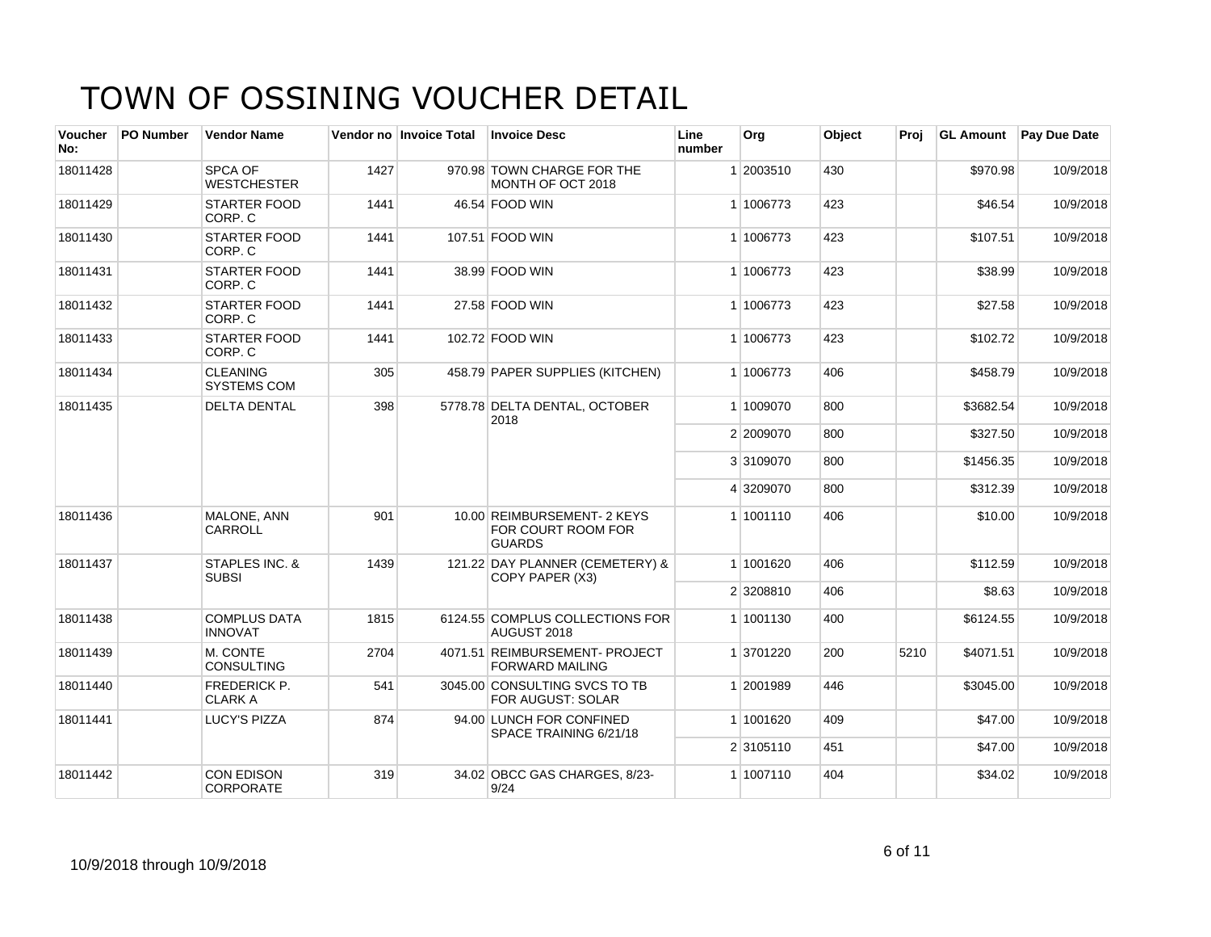# TOWN OF OSSINING VOUCHER DETAIL

| Voucher No: | PO Number | Vendor Name | Vendor no | Invoice Total | Invoice Desc | Line number | Org | Object | Proj | GL Amount | Pay Due Date |
|---|---|---|---|---|---|---|---|---|---|---|---|
| 18011428 | | SPCA OF WESTCHESTER | 1427 | 970.98 | TOWN CHARGE FOR THE MONTH OF OCT 2018 | 1 | 2003510 | 430 | | $970.98 | 10/9/2018 |
| 18011429 | | STARTER FOOD CORP. C | 1441 | 46.54 | FOOD WIN | 1 | 1006773 | 423 | | $46.54 | 10/9/2018 |
| 18011430 | | STARTER FOOD CORP. C | 1441 | 107.51 | FOOD WIN | 1 | 1006773 | 423 | | $107.51 | 10/9/2018 |
| 18011431 | | STARTER FOOD CORP. C | 1441 | 38.99 | FOOD WIN | 1 | 1006773 | 423 | | $38.99 | 10/9/2018 |
| 18011432 | | STARTER FOOD CORP. C | 1441 | 27.58 | FOOD WIN | 1 | 1006773 | 423 | | $27.58 | 10/9/2018 |
| 18011433 | | STARTER FOOD CORP. C | 1441 | 102.72 | FOOD WIN | 1 | 1006773 | 423 | | $102.72 | 10/9/2018 |
| 18011434 | | CLEANING SYSTEMS COM | 305 | 458.79 | PAPER SUPPLIES (KITCHEN) | 1 | 1006773 | 406 | | $458.79 | 10/9/2018 |
| 18011435 | | DELTA DENTAL | 398 | 5778.78 | DELTA DENTAL, OCTOBER 2018 | 1 | 1009070 | 800 | | $3682.54 | 10/9/2018 |
| | | | | | | 2 | 2009070 | 800 | | $327.50 | 10/9/2018 |
| | | | | | | 3 | 3109070 | 800 | | $1456.35 | 10/9/2018 |
| | | | | | | 4 | 3209070 | 800 | | $312.39 | 10/9/2018 |
| 18011436 | | MALONE, ANN CARROLL | 901 | 10.00 | REIMBURSEMENT- 2 KEYS FOR COURT ROOM FOR GUARDS | 1 | 1001110 | 406 | | $10.00 | 10/9/2018 |
| 18011437 | | STAPLES INC. & SUBSI | 1439 | 121.22 | DAY PLANNER (CEMETERY) & COPY PAPER (X3) | 1 | 1001620 | 406 | | $112.59 | 10/9/2018 |
| | | | | | | 2 | 3208810 | 406 | | $8.63 | 10/9/2018 |
| 18011438 | | COMPLUS DATA INNOVAT | 1815 | 6124.55 | COMPLUS COLLECTIONS FOR AUGUST 2018 | 1 | 1001130 | 400 | | $6124.55 | 10/9/2018 |
| 18011439 | | M. CONTE CONSULTING | 2704 | 4071.51 | REIMBURSEMENT- PROJECT FORWARD MAILING | 1 | 3701220 | 200 | 5210 | $4071.51 | 10/9/2018 |
| 18011440 | | FREDERICK P. CLARK A | 541 | 3045.00 | CONSULTING SVCS TO TB FOR AUGUST: SOLAR | 1 | 2001989 | 446 | | $3045.00 | 10/9/2018 |
| 18011441 | | LUCY'S PIZZA | 874 | 94.00 | LUNCH FOR CONFINED SPACE TRAINING 6/21/18 | 1 | 1001620 | 409 | | $47.00 | 10/9/2018 |
| | | | | | | 2 | 3105110 | 451 | | $47.00 | 10/9/2018 |
| 18011442 | | CON EDISON CORPORATE | 319 | 34.02 | OBCC GAS CHARGES, 8/23-9/24 | 1 | 1007110 | 404 | | $34.02 | 10/9/2018 |

10/9/2018 through 10/9/2018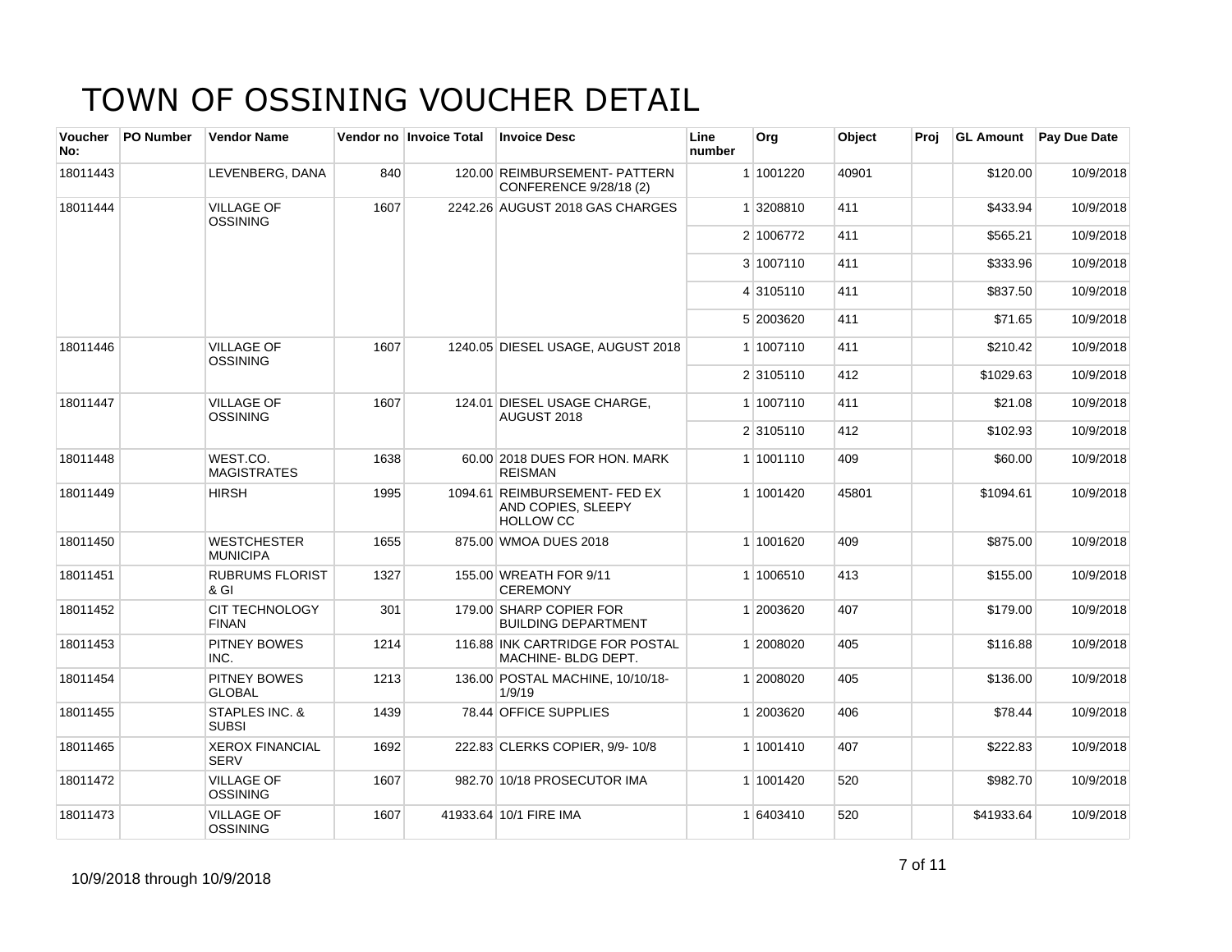# TOWN OF OSSINING VOUCHER DETAIL

| Voucher No: | PO Number | Vendor Name | Vendor no | Invoice Total | Invoice Desc | Line number | Org | Object | Proj | GL Amount | Pay Due Date |
|---|---|---|---|---|---|---|---|---|---|---|---|
| 18011443 | | LEVENBERG, DANA | 840 | 120.00 | REIMBURSEMENT- PATTERN CONFERENCE 9/28/18 (2) | 1 | 1001220 | 40901 | | $120.00 | 10/9/2018 |
| 18011444 | | VILLAGE OF OSSINING | 1607 | 2242.26 | AUGUST 2018 GAS CHARGES | 1 | 3208810 | 411 | | $433.94 | 10/9/2018 |
| | | | | | | 2 | 1006772 | 411 | | $565.21 | 10/9/2018 |
| | | | | | | 3 | 1007110 | 411 | | $333.96 | 10/9/2018 |
| | | | | | | 4 | 3105110 | 411 | | $837.50 | 10/9/2018 |
| | | | | | | 5 | 2003620 | 411 | | $71.65 | 10/9/2018 |
| 18011446 | | VILLAGE OF OSSINING | 1607 | 1240.05 | DIESEL USAGE, AUGUST 2018 | 1 | 1007110 | 411 | | $210.42 | 10/9/2018 |
| | | | | | | 2 | 3105110 | 412 | | $1029.63 | 10/9/2018 |
| 18011447 | | VILLAGE OF OSSINING | 1607 | 124.01 | DIESEL USAGE CHARGE, AUGUST 2018 | 1 | 1007110 | 411 | | $21.08 | 10/9/2018 |
| | | | | | | 2 | 3105110 | 412 | | $102.93 | 10/9/2018 |
| 18011448 | | WEST.CO. MAGISTRATES | 1638 | 60.00 | 2018 DUES FOR HON. MARK REISMAN | 1 | 1001110 | 409 | | $60.00 | 10/9/2018 |
| 18011449 | | HIRSH | 1995 | 1094.61 | REIMBURSEMENT- FED EX AND COPIES, SLEEPY HOLLOW CC | 1 | 1001420 | 45801 | | $1094.61 | 10/9/2018 |
| 18011450 | | WESTCHESTER MUNICIPA | 1655 | 875.00 | WMOA DUES 2018 | 1 | 1001620 | 409 | | $875.00 | 10/9/2018 |
| 18011451 | | RUBRUMS FLORIST & GI | 1327 | 155.00 | WREATH FOR 9/11 CEREMONY | 1 | 1006510 | 413 | | $155.00 | 10/9/2018 |
| 18011452 | | CIT TECHNOLOGY FINAN | 301 | 179.00 | SHARP COPIER FOR BUILDING DEPARTMENT | 1 | 2003620 | 407 | | $179.00 | 10/9/2018 |
| 18011453 | | PITNEY BOWES INC. | 1214 | 116.88 | INK CARTRIDGE FOR POSTAL MACHINE- BLDG DEPT. | 1 | 2008020 | 405 | | $116.88 | 10/9/2018 |
| 18011454 | | PITNEY BOWES GLOBAL | 1213 | 136.00 | POSTAL MACHINE, 10/10/18-1/9/19 | 1 | 2008020 | 405 | | $136.00 | 10/9/2018 |
| 18011455 | | STAPLES INC. & SUBSI | 1439 | 78.44 | OFFICE SUPPLIES | 1 | 2003620 | 406 | | $78.44 | 10/9/2018 |
| 18011465 | | XEROX FINANCIAL SERV | 1692 | 222.83 | CLERKS COPIER, 9/9- 10/8 | 1 | 1001410 | 407 | | $222.83 | 10/9/2018 |
| 18011472 | | VILLAGE OF OSSINING | 1607 | 982.70 | 10/18 PROSECUTOR IMA | 1 | 1001420 | 520 | | $982.70 | 10/9/2018 |
| 18011473 | | VILLAGE OF OSSINING | 1607 | 41933.64 | 10/1 FIRE IMA | 1 | 6403410 | 520 | | $41933.64 | 10/9/2018 |

10/9/2018 through 10/9/2018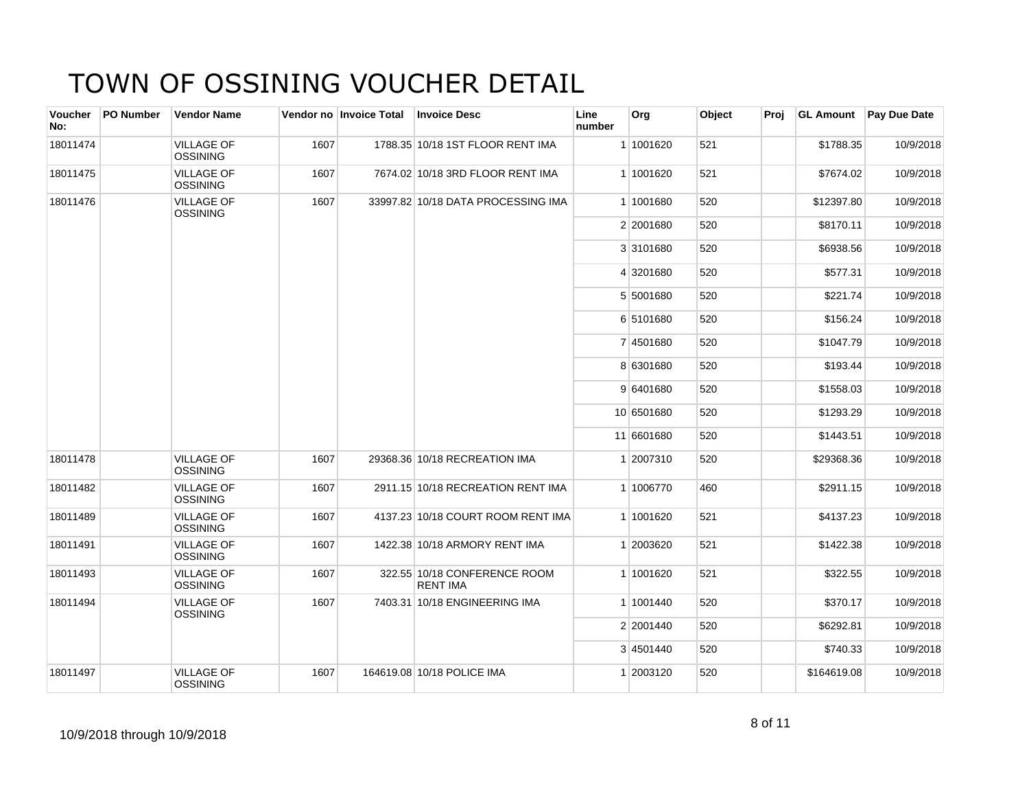# TOWN OF OSSINING VOUCHER DETAIL

| Voucher No: | PO Number | Vendor Name | Vendor no | Invoice Total | Invoice Desc | Line number | Org | Object | Proj | GL Amount | Pay Due Date |
|---|---|---|---|---|---|---|---|---|---|---|---|
| 18011474 | | VILLAGE OF OSSINING | 1607 | 1788.35 | 10/18 1ST FLOOR RENT IMA | 1 | 1001620 | 521 | | $1788.35 | 10/9/2018 |
| 18011475 | | VILLAGE OF OSSINING | 1607 | 7674.02 | 10/18 3RD FLOOR RENT IMA | 1 | 1001620 | 521 | | $7674.02 | 10/9/2018 |
| 18011476 | | VILLAGE OF OSSINING | 1607 | 33997.82 | 10/18 DATA PROCESSING IMA | 1 | 1001680 | 520 | | $12397.80 | 10/9/2018 |
| | | | | | | 2 | 2001680 | 520 | | $8170.11 | 10/9/2018 |
| | | | | | | 3 | 3101680 | 520 | | $6938.56 | 10/9/2018 |
| | | | | | | 4 | 3201680 | 520 | | $577.31 | 10/9/2018 |
| | | | | | | 5 | 5001680 | 520 | | $221.74 | 10/9/2018 |
| | | | | | | 6 | 5101680 | 520 | | $156.24 | 10/9/2018 |
| | | | | | | 7 | 4501680 | 520 | | $1047.79 | 10/9/2018 |
| | | | | | | 8 | 6301680 | 520 | | $193.44 | 10/9/2018 |
| | | | | | | 9 | 6401680 | 520 | | $1558.03 | 10/9/2018 |
| | | | | | | 10 | 6501680 | 520 | | $1293.29 | 10/9/2018 |
| | | | | | | 11 | 6601680 | 520 | | $1443.51 | 10/9/2018 |
| 18011478 | | VILLAGE OF OSSINING | 1607 | 29368.36 | 10/18 RECREATION IMA | 1 | 2007310 | 520 | | $29368.36 | 10/9/2018 |
| 18011482 | | VILLAGE OF OSSINING | 1607 | 2911.15 | 10/18 RECREATION RENT IMA | 1 | 1006770 | 460 | | $2911.15 | 10/9/2018 |
| 18011489 | | VILLAGE OF OSSINING | 1607 | 4137.23 | 10/18 COURT ROOM RENT IMA | 1 | 1001620 | 521 | | $4137.23 | 10/9/2018 |
| 18011491 | | VILLAGE OF OSSINING | 1607 | 1422.38 | 10/18 ARMORY RENT IMA | 1 | 2003620 | 521 | | $1422.38 | 10/9/2018 |
| 18011493 | | VILLAGE OF OSSINING | 1607 | 322.55 | 10/18 CONFERENCE ROOM RENT IMA | 1 | 1001620 | 521 | | $322.55 | 10/9/2018 |
| 18011494 | | VILLAGE OF OSSINING | 1607 | 7403.31 | 10/18 ENGINEERING IMA | 1 | 1001440 | 520 | | $370.17 | 10/9/2018 |
| | | | | | | 2 | 2001440 | 520 | | $6292.81 | 10/9/2018 |
| | | | | | | 3 | 4501440 | 520 | | $740.33 | 10/9/2018 |
| 18011497 | | VILLAGE OF OSSINING | 1607 | 164619.08 | 10/18 POLICE IMA | 1 | 2003120 | 520 | | $164619.08 | 10/9/2018 |

10/9/2018 through 10/9/2018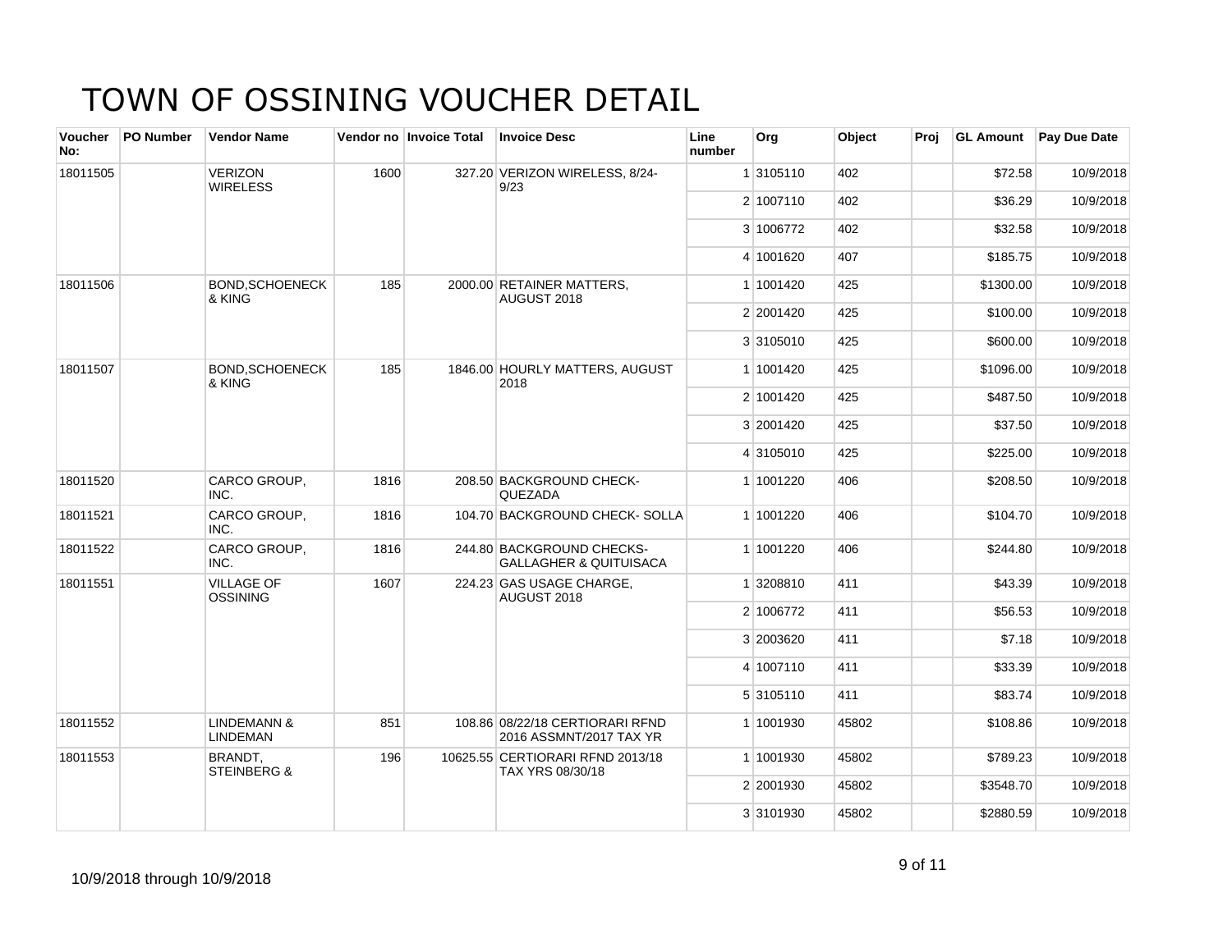# TOWN OF OSSINING VOUCHER DETAIL

| Voucher No: | PO Number | Vendor Name | Vendor no | Invoice Total | Invoice Desc | Line number | Org | Object | Proj | GL Amount | Pay Due Date |
|---|---|---|---|---|---|---|---|---|---|---|---|
| 18011505 | | VERIZON WIRELESS | 1600 | 327.20 | VERIZON WIRELESS, 8/24-9/23 | 1 | 3105110 | 402 | | $72.58 | 10/9/2018 |
| | | | | | | 2 | 1007110 | 402 | | $36.29 | 10/9/2018 |
| | | | | | | 3 | 1006772 | 402 | | $32.58 | 10/9/2018 |
| | | | | | | 4 | 1001620 | 407 | | $185.75 | 10/9/2018 |
| 18011506 | | BOND,SCHOENECK & KING | 185 | 2000.00 | RETAINER MATTERS, AUGUST 2018 | 1 | 1001420 | 425 | | $1300.00 | 10/9/2018 |
| | | | | | | 2 | 2001420 | 425 | | $100.00 | 10/9/2018 |
| | | | | | | 3 | 3105010 | 425 | | $600.00 | 10/9/2018 |
| 18011507 | | BOND,SCHOENECK & KING | 185 | 1846.00 | HOURLY MATTERS, AUGUST 2018 | 1 | 1001420 | 425 | | $1096.00 | 10/9/2018 |
| | | | | | | 2 | 1001420 | 425 | | $487.50 | 10/9/2018 |
| | | | | | | 3 | 2001420 | 425 | | $37.50 | 10/9/2018 |
| | | | | | | 4 | 3105010 | 425 | | $225.00 | 10/9/2018 |
| 18011520 | | CARCO GROUP, INC. | 1816 | 208.50 | BACKGROUND CHECK- QUEZADA | 1 | 1001220 | 406 | | $208.50 | 10/9/2018 |
| 18011521 | | CARCO GROUP, INC. | 1816 | 104.70 | BACKGROUND CHECK- SOLLA | 1 | 1001220 | 406 | | $104.70 | 10/9/2018 |
| 18011522 | | CARCO GROUP, INC. | 1816 | 244.80 | BACKGROUND CHECKS- GALLAGHER & QUITUISACA | 1 | 1001220 | 406 | | $244.80 | 10/9/2018 |
| 18011551 | | VILLAGE OF OSSINING | 1607 | 224.23 | GAS USAGE CHARGE, AUGUST 2018 | 1 | 3208810 | 411 | | $43.39 | 10/9/2018 |
| | | | | | | 2 | 1006772 | 411 | | $56.53 | 10/9/2018 |
| | | | | | | 3 | 2003620 | 411 | | $7.18 | 10/9/2018 |
| | | | | | | 4 | 1007110 | 411 | | $33.39 | 10/9/2018 |
| | | | | | | 5 | 3105110 | 411 | | $83.74 | 10/9/2018 |
| 18011552 | | LINDEMANN & LINDEMAN | 851 | 108.86 | 08/22/18 CERTIORARI RFND 2016 ASSMNT/2017 TAX YR | 1 | 1001930 | 45802 | | $108.86 | 10/9/2018 |
| 18011553 | | BRANDT, STEINBERG & | 196 | 10625.55 | CERTIORARI RFND 2013/18 TAX YRS 08/30/18 | 1 | 1001930 | 45802 | | $789.23 | 10/9/2018 |
| | | | | | | 2 | 2001930 | 45802 | | $3548.70 | 10/9/2018 |
| | | | | | | 3 | 3101930 | 45802 | | $2880.59 | 10/9/2018 |

10/9/2018 through 10/9/2018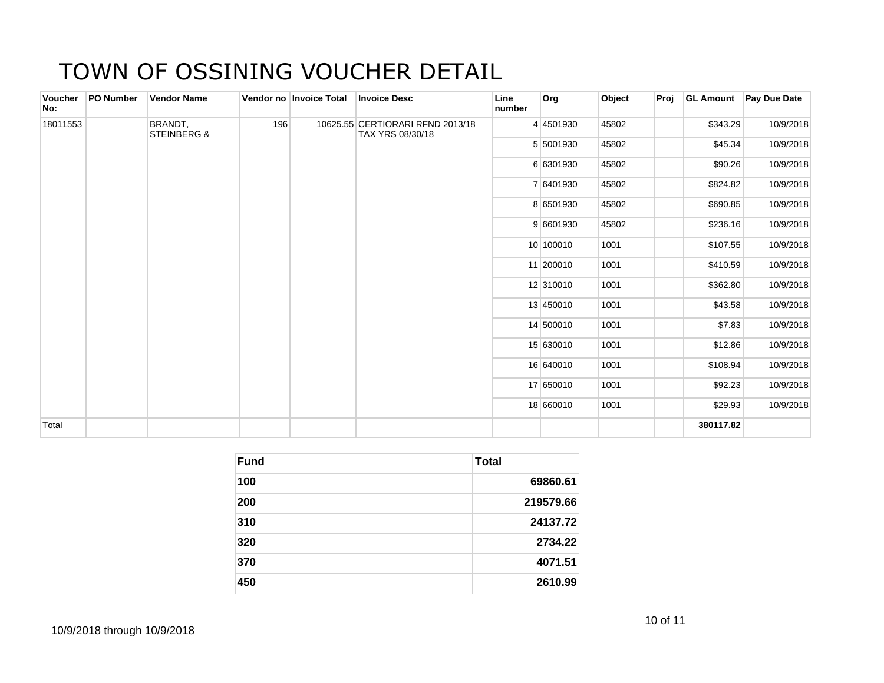# TOWN OF OSSINING VOUCHER DETAIL

| Voucher No: | PO Number | Vendor Name | Vendor no | Invoice Total | Invoice Desc | Line number | Org | Object | Proj | GL Amount | Pay Due Date |
|---|---|---|---|---|---|---|---|---|---|---|---|
| 18011553 | | BRANDT, STEINBERG & | 196 | 10625.55 | CERTIORARI RFND 2013/18 TAX YRS 08/30/18 | 4 | 4501930 | 45802 | | $343.29 | 10/9/2018 |
| | | | | | | 5 | 5001930 | 45802 | | $45.34 | 10/9/2018 |
| | | | | | | 6 | 6301930 | 45802 | | $90.26 | 10/9/2018 |
| | | | | | | 7 | 6401930 | 45802 | | $824.82 | 10/9/2018 |
| | | | | | | 8 | 6501930 | 45802 | | $690.85 | 10/9/2018 |
| | | | | | | 9 | 6601930 | 45802 | | $236.16 | 10/9/2018 |
| | | | | | | 10 | 100010 | 1001 | | $107.55 | 10/9/2018 |
| | | | | | | 11 | 200010 | 1001 | | $410.59 | 10/9/2018 |
| | | | | | | 12 | 310010 | 1001 | | $362.80 | 10/9/2018 |
| | | | | | | 13 | 450010 | 1001 | | $43.58 | 10/9/2018 |
| | | | | | | 14 | 500010 | 1001 | | $7.83 | 10/9/2018 |
| | | | | | | 15 | 630010 | 1001 | | $12.86 | 10/9/2018 |
| | | | | | | 16 | 640010 | 1001 | | $108.94 | 10/9/2018 |
| | | | | | | 17 | 650010 | 1001 | | $92.23 | 10/9/2018 |
| | | | | | | 18 | 660010 | 1001 | | $29.93 | 10/9/2018 |
| Total | | | | | | | | | | **380117.82** | |

| Fund | Total |
|---|---|
| **100** | **69860.61** |
| **200** | **219579.66** |
| **310** | **24137.72** |
| **320** | **2734.22** |
| **370** | **4071.51** |
| **450** | **2610.99** |

10/9/2018 through 10/9/2018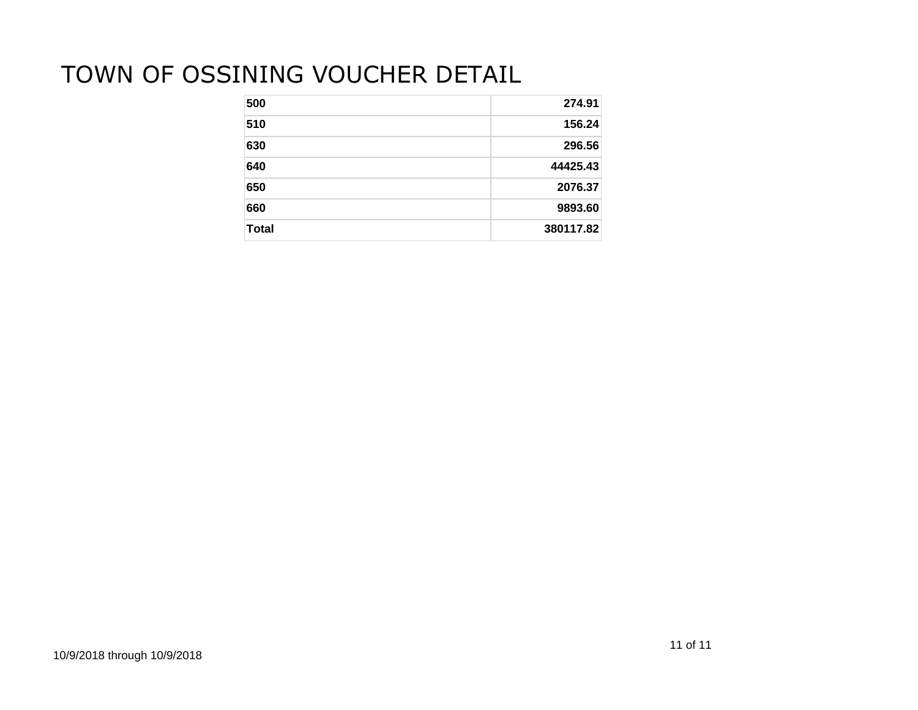# TOWN OF OSSINING VOUCHER DETAIL

| | |
|---|---|
| **500** | **274.91** |
| **510** | **156.24** |
| **630** | **296.56** |
| **640** | **44425.43** |
| **650** | **2076.37** |
| **660** | **9893.60** |
| **Total** | **380117.82** |

10/9/2018 through 10/9/2018